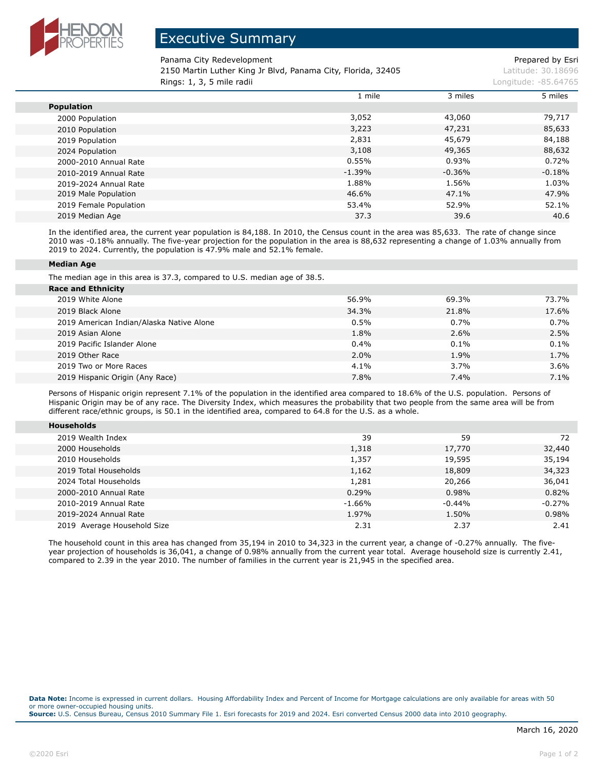# Executive Summary

Panama City Redevelopment  
2150 Martin Luther King Jr Blvd, Panama City, Florida, 32405  
Rings: 1, 3, 5 mile radii

Prepared by Esri  
Latitude: 30.18696  
Longitude: -85.64765

| | 1 mile | 3 miles | 5 miles |
|---|---|---|---|
| **Population** | | | |
| 2000 Population | 3,052 | 43,060 | 79,717 |
| 2010 Population | 3,223 | 47,231 | 85,633 |
| 2019 Population | 2,831 | 45,679 | 84,188 |
| 2024 Population | 3,108 | 49,365 | 88,632 |
| 2000-2010 Annual Rate | 0.55% | 0.93% | 0.72% |
| 2010-2019 Annual Rate | -1.39% | -0.36% | -0.18% |
| 2019-2024 Annual Rate | 1.88% | 1.56% | 1.03% |
| 2019 Male Population | 46.6% | 47.1% | 47.9% |
| 2019 Female Population | 53.4% | 52.9% | 52.1% |
| 2019 Median Age | 37.3 | 39.6 | 40.6 |

In the identified area, the current year population is 84,188. In 2010, the Census count in the area was 85,633. The rate of change since 2010 was -0.18% annually. The five-year projection for the population in the area is 88,632 representing a change of 1.03% annually from 2019 to 2024. Currently, the population is 47.9% male and 52.1% female.

**Median Age**

The median age in this area is 37.3, compared to U.S. median age of 38.5.

| | 1 mile | 3 miles | 5 miles |
|---|---|---|---|
| **Race and Ethnicity** | | | |
| 2019 White Alone | 56.9% | 69.3% | 73.7% |
| 2019 Black Alone | 34.3% | 21.8% | 17.6% |
| 2019 American Indian/Alaska Native Alone | 0.5% | 0.7% | 0.7% |
| 2019 Asian Alone | 1.8% | 2.6% | 2.5% |
| 2019 Pacific Islander Alone | 0.4% | 0.1% | 0.1% |
| 2019 Other Race | 2.0% | 1.9% | 1.7% |
| 2019 Two or More Races | 4.1% | 3.7% | 3.6% |
| 2019 Hispanic Origin (Any Race) | 7.8% | 7.4% | 7.1% |

Persons of Hispanic origin represent 7.1% of the population in the identified area compared to 18.6% of the U.S. population. Persons of Hispanic Origin may be of any race. The Diversity Index, which measures the probability that two people from the same area will be from different race/ethnic groups, is 50.1 in the identified area, compared to 64.8 for the U.S. as a whole.

| | 1 mile | 3 miles | 5 miles |
|---|---|---|---|
| **Households** | | | |
| 2019 Wealth Index | 39 | 59 | 72 |
| 2000 Households | 1,318 | 17,770 | 32,440 |
| 2010 Households | 1,357 | 19,595 | 35,194 |
| 2019 Total Households | 1,162 | 18,809 | 34,323 |
| 2024 Total Households | 1,281 | 20,266 | 36,041 |
| 2000-2010 Annual Rate | 0.29% | 0.98% | 0.82% |
| 2010-2019 Annual Rate | -1.66% | -0.44% | -0.27% |
| 2019-2024 Annual Rate | 1.97% | 1.50% | 0.98% |
| 2019 Average Household Size | 2.31 | 2.37 | 2.41 |

The household count in this area has changed from 35,194 in 2010 to 34,323 in the current year, a change of -0.27% annually. The five-year projection of households is 36,041, a change of 0.98% annually from the current year total. Average household size is currently 2.41, compared to 2.39 in the year 2010. The number of families in the current year is 21,945 in the specified area.

**Data Note:** Income is expressed in current dollars. Housing Affordability Index and Percent of Income for Mortgage calculations are only available for areas with 50 or more owner-occupied housing units.  
**Source:** U.S. Census Bureau, Census 2010 Summary File 1. Esri forecasts for 2019 and 2024. Esri converted Census 2000 data into 2010 geography.

March 16, 2020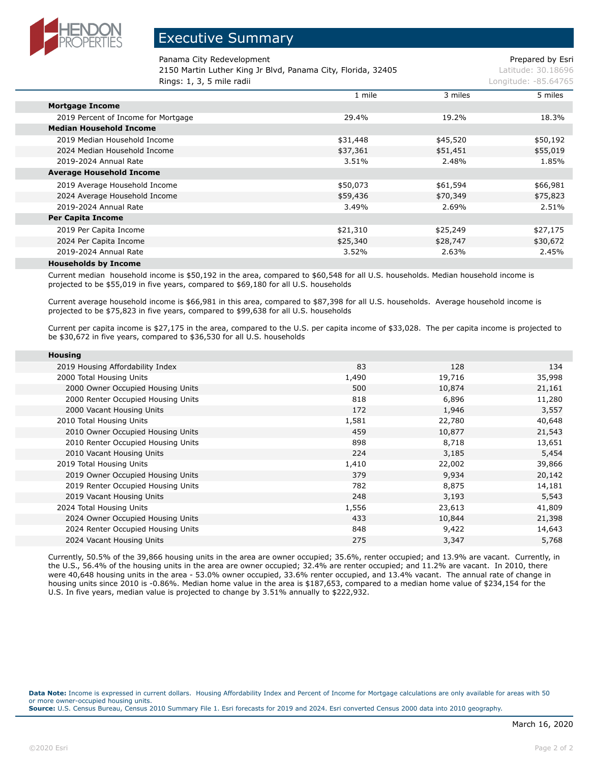# Executive Summary

Panama City Redevelopment — Prepared by Esri

2150 Martin Luther King Jr Blvd, Panama City, Florida, 32405 — Latitude: 30.18696

Rings: 1, 3, 5 mile radii — Longitude: -85.64765

| | 1 mile | 3 miles | 5 miles |
|---|---|---|---|
| **Mortgage Income** | | | |
| 2019 Percent of Income for Mortgage | 29.4% | 19.2% | 18.3% |
| **Median Household Income** | | | |
| 2019 Median Household Income | $31,448 | $45,520 | $50,192 |
| 2024 Median Household Income | $37,361 | $51,451 | $55,019 |
| 2019-2024 Annual Rate | 3.51% | 2.48% | 1.85% |
| **Average Household Income** | | | |
| 2019 Average Household Income | $50,073 | $61,594 | $66,981 |
| 2024 Average Household Income | $59,436 | $70,349 | $75,823 |
| 2019-2024 Annual Rate | 3.49% | 2.69% | 2.51% |
| **Per Capita Income** | | | |
| 2019 Per Capita Income | $21,310 | $25,249 | $27,175 |
| 2024 Per Capita Income | $25,340 | $28,747 | $30,672 |
| 2019-2024 Annual Rate | 3.52% | 2.63% | 2.45% |
| **Households by Income** | | | |

Current median household income is $50,192 in the area, compared to $60,548 for all U.S. households. Median household income is projected to be $55,019 in five years, compared to $69,180 for all U.S. households

Current average household income is $66,981 in this area, compared to $87,398 for all U.S. households. Average household income is projected to be $75,823 in five years, compared to $99,638 for all U.S. households

Current per capita income is $27,175 in the area, compared to the U.S. per capita income of $33,028. The per capita income is projected to be $30,672 in five years, compared to $36,530 for all U.S. households

| | 1 mile | 3 miles | 5 miles |
|---|---|---|---|
| **Housing** | | | |
| 2019 Housing Affordability Index | 83 | 128 | 134 |
| 2000 Total Housing Units | 1,490 | 19,716 | 35,998 |
| 2000 Owner Occupied Housing Units | 500 | 10,874 | 21,161 |
| 2000 Renter Occupied Housing Units | 818 | 6,896 | 11,280 |
| 2000 Vacant Housing Units | 172 | 1,946 | 3,557 |
| 2010 Total Housing Units | 1,581 | 22,780 | 40,648 |
| 2010 Owner Occupied Housing Units | 459 | 10,877 | 21,543 |
| 2010 Renter Occupied Housing Units | 898 | 8,718 | 13,651 |
| 2010 Vacant Housing Units | 224 | 3,185 | 5,454 |
| 2019 Total Housing Units | 1,410 | 22,002 | 39,866 |
| 2019 Owner Occupied Housing Units | 379 | 9,934 | 20,142 |
| 2019 Renter Occupied Housing Units | 782 | 8,875 | 14,181 |
| 2019 Vacant Housing Units | 248 | 3,193 | 5,543 |
| 2024 Total Housing Units | 1,556 | 23,613 | 41,809 |
| 2024 Owner Occupied Housing Units | 433 | 10,844 | 21,398 |
| 2024 Renter Occupied Housing Units | 848 | 9,422 | 14,643 |
| 2024 Vacant Housing Units | 275 | 3,347 | 5,768 |

Currently, 50.5% of the 39,866 housing units in the area are owner occupied; 35.6%, renter occupied; and 13.9% are vacant. Currently, in the U.S., 56.4% of the housing units in the area are owner occupied; 32.4% are renter occupied; and 11.2% are vacant. In 2010, there were 40,648 housing units in the area - 53.0% owner occupied, 33.6% renter occupied, and 13.4% vacant. The annual rate of change in housing units since 2010 is -0.86%. Median home value in the area is $187,653, compared to a median home value of $234,154 for the U.S. In five years, median value is projected to change by 3.51% annually to $222,932.

**Data Note:** Income is expressed in current dollars. Housing Affordability Index and Percent of Income for Mortgage calculations are only available for areas with 50 or more owner-occupied housing units.
**Source:** U.S. Census Bureau, Census 2010 Summary File 1. Esri forecasts for 2019 and 2024. Esri converted Census 2000 data into 2010 geography.

March 16, 2020